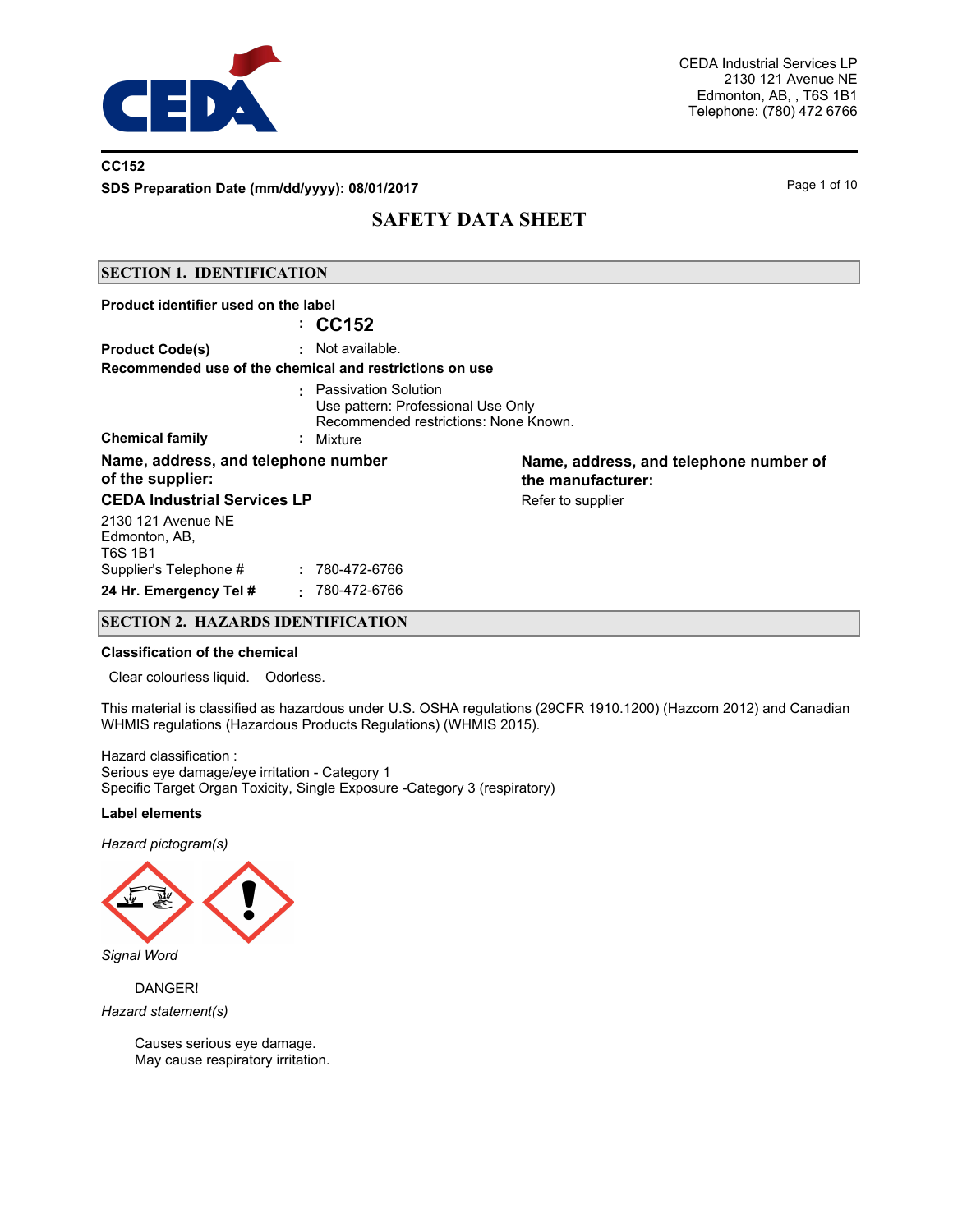CEDA Industrial Services LP
2130 121 Avenue NE
Edmonton, AB, , T6S 1B1
Telephone: (780) 472 6766

**CC152**

**SDS Preparation Date (mm/dd/yyyy): 08/01/2017**

# SAFETY DATA SHEET

## SECTION 1. IDENTIFICATION

**Product identifier used on the label**

: **CC152**

**Product Code(s)** : Not available.

**Recommended use of the chemical and restrictions on use**

: Passivation Solution
Use pattern: Professional Use Only
Recommended restrictions: None Known.

**Chemical family** : Mixture

**Name, address, and telephone number of the supplier:**

**CEDA Industrial Services LP**

2130 121 Avenue NE
Edmonton, AB,
T6S 1B1

Supplier's Telephone # : 780-472-6766

**24 Hr. Emergency Tel #** : 780-472-6766

**Name, address, and telephone number of the manufacturer:**

Refer to supplier

## SECTION 2. HAZARDS IDENTIFICATION

**Classification of the chemical**

Clear colourless liquid. Odorless.

This material is classified as hazardous under U.S. OSHA regulations (29CFR 1910.1200) (Hazcom 2012) and Canadian WHMIS regulations (Hazardous Products Regulations) (WHMIS 2015).

Hazard classification :
Serious eye damage/eye irritation - Category 1
Specific Target Organ Toxicity, Single Exposure -Category 3 (respiratory)

**Label elements**

*Hazard pictogram(s)*

*Signal Word*

DANGER!

*Hazard statement(s)*

Causes serious eye damage.
May cause respiratory irritation.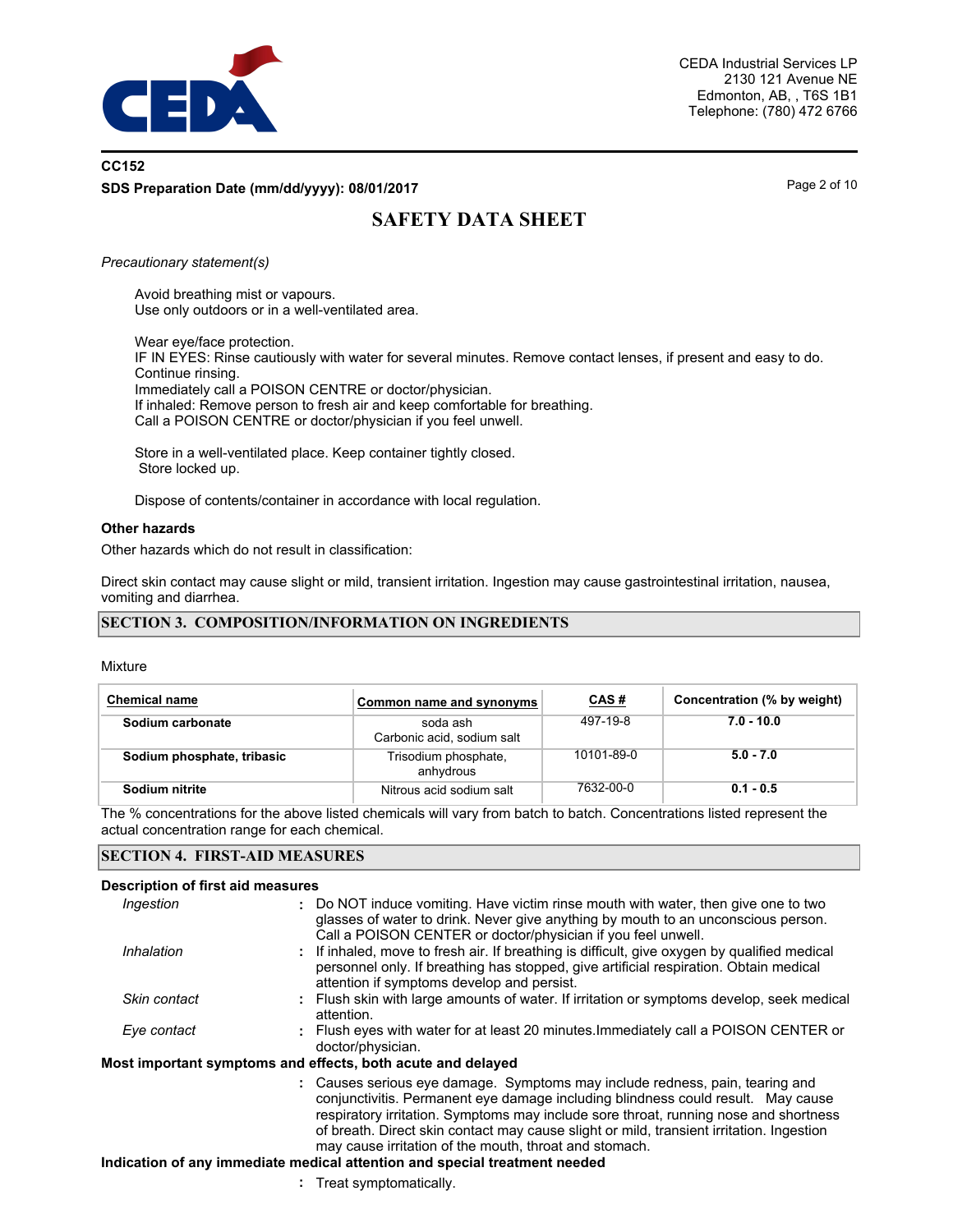*Precautionary statement(s)*

Avoid breathing mist or vapours.
Use only outdoors or in a well-ventilated area.

Wear eye/face protection.
IF IN EYES: Rinse cautiously with water for several minutes. Remove contact lenses, if present and easy to do. Continue rinsing.
Immediately call a POISON CENTRE or doctor/physician.
If inhaled: Remove person to fresh air and keep comfortable for breathing.
Call a POISON CENTRE or doctor/physician if you feel unwell.

Store in a well-ventilated place. Keep container tightly closed.
Store locked up.

Dispose of contents/container in accordance with local regulation.

### Other hazards

Other hazards which do not result in classification:

Direct skin contact may cause slight or mild, transient irritation. Ingestion may cause gastrointestinal irritation, nausea, vomiting and diarrhea.

## SECTION 3. COMPOSITION/INFORMATION ON INGREDIENTS

Mixture

| Chemical name | Common name and synonyms | CAS # | Concentration (% by weight) |
|---|---|---|---|
| **Sodium carbonate** | soda ash<br>Carbonic acid, sodium salt | 497-19-8 | **7.0 - 10.0** |
| **Sodium phosphate, tribasic** | Trisodium phosphate, anhydrous | 10101-89-0 | **5.0 - 7.0** |
| **Sodium nitrite** | Nitrous acid sodium salt | 7632-00-0 | **0.1 - 0.5** |

The % concentrations for the above listed chemicals will vary from batch to batch. Concentrations listed represent the actual concentration range for each chemical.

## SECTION 4. FIRST-AID MEASURES

### Description of first aid measures

*Ingestion* : Do NOT induce vomiting. Have victim rinse mouth with water, then give one to two glasses of water to drink. Never give anything by mouth to an unconscious person. Call a POISON CENTER or doctor/physician if you feel unwell.

*Inhalation* : If inhaled, move to fresh air. If breathing is difficult, give oxygen by qualified medical personnel only. If breathing has stopped, give artificial respiration. Obtain medical attention if symptoms develop and persist.

*Skin contact* : Flush skin with large amounts of water. If irritation or symptoms develop, seek medical attention.

*Eye contact* : Flush eyes with water for at least 20 minutes.Immediately call a POISON CENTER or doctor/physician.

### Most important symptoms and effects, both acute and delayed

: Causes serious eye damage. Symptoms may include redness, pain, tearing and conjunctivitis. Permanent eye damage including blindness could result. May cause respiratory irritation. Symptoms may include sore throat, running nose and shortness of breath. Direct skin contact may cause slight or mild, transient irritation. Ingestion may cause irritation of the mouth, throat and stomach.

### Indication of any immediate medical attention and special treatment needed

: Treat symptomatically.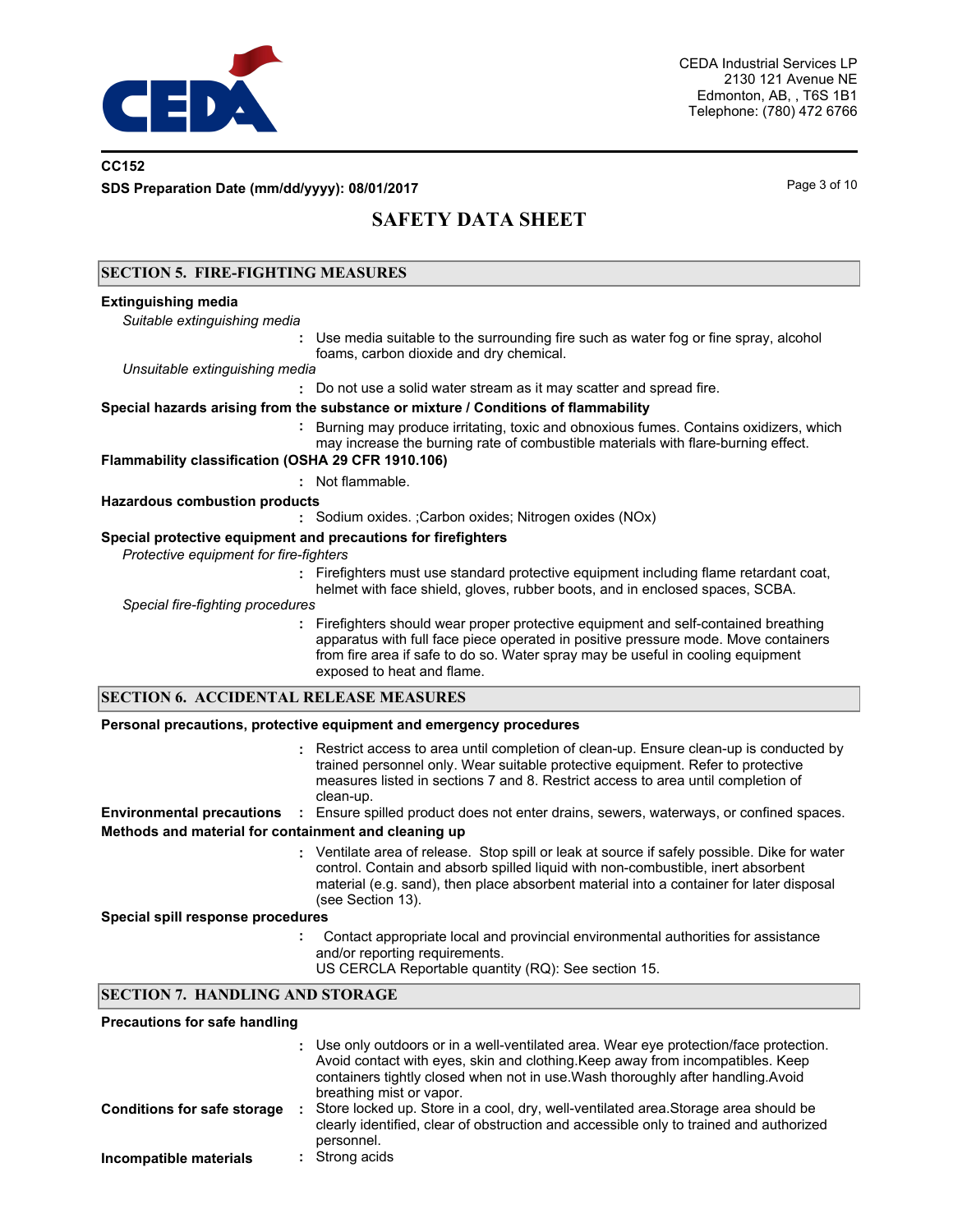## SECTION 5. FIRE-FIGHTING MEASURES

**Extinguishing media**

*Suitable extinguishing media*

: Use media suitable to the surrounding fire such as water fog or fine spray, alcohol foams, carbon dioxide and dry chemical.

*Unsuitable extinguishing media*

: Do not use a solid water stream as it may scatter and spread fire.

**Special hazards arising from the substance or mixture / Conditions of flammability**

: Burning may produce irritating, toxic and obnoxious fumes. Contains oxidizers, which may increase the burning rate of combustible materials with flare-burning effect.

**Flammability classification (OSHA 29 CFR 1910.106)**

: Not flammable.

**Hazardous combustion products**

: Sodium oxides. ;Carbon oxides; Nitrogen oxides (NOx)

**Special protective equipment and precautions for firefighters**

*Protective equipment for fire-fighters*

: Firefighters must use standard protective equipment including flame retardant coat, helmet with face shield, gloves, rubber boots, and in enclosed spaces, SCBA.

*Special fire-fighting procedures*

: Firefighters should wear proper protective equipment and self-contained breathing apparatus with full face piece operated in positive pressure mode. Move containers from fire area if safe to do so. Water spray may be useful in cooling equipment exposed to heat and flame.

## SECTION 6. ACCIDENTAL RELEASE MEASURES

**Personal precautions, protective equipment and emergency procedures**

: Restrict access to area until completion of clean-up. Ensure clean-up is conducted by trained personnel only. Wear suitable protective equipment. Refer to protective measures listed in sections 7 and 8. Restrict access to area until completion of clean-up.

**Environmental precautions** : Ensure spilled product does not enter drains, sewers, waterways, or confined spaces.

**Methods and material for containment and cleaning up**

: Ventilate area of release. Stop spill or leak at source if safely possible. Dike for water control. Contain and absorb spilled liquid with non-combustible, inert absorbent material (e.g. sand), then place absorbent material into a container for later disposal (see Section 13).

**Special spill response procedures**

: Contact appropriate local and provincial environmental authorities for assistance and/or reporting requirements.
US CERCLA Reportable quantity (RQ): See section 15.

## SECTION 7. HANDLING AND STORAGE

**Precautions for safe handling**

: Use only outdoors or in a well-ventilated area. Wear eye protection/face protection. Avoid contact with eyes, skin and clothing.Keep away from incompatibles. Keep containers tightly closed when not in use.Wash thoroughly after handling.Avoid breathing mist or vapor.

**Conditions for safe storage** : Store locked up. Store in a cool, dry, well-ventilated area.Storage area should be clearly identified, clear of obstruction and accessible only to trained and authorized personnel.

**Incompatible materials** : Strong acids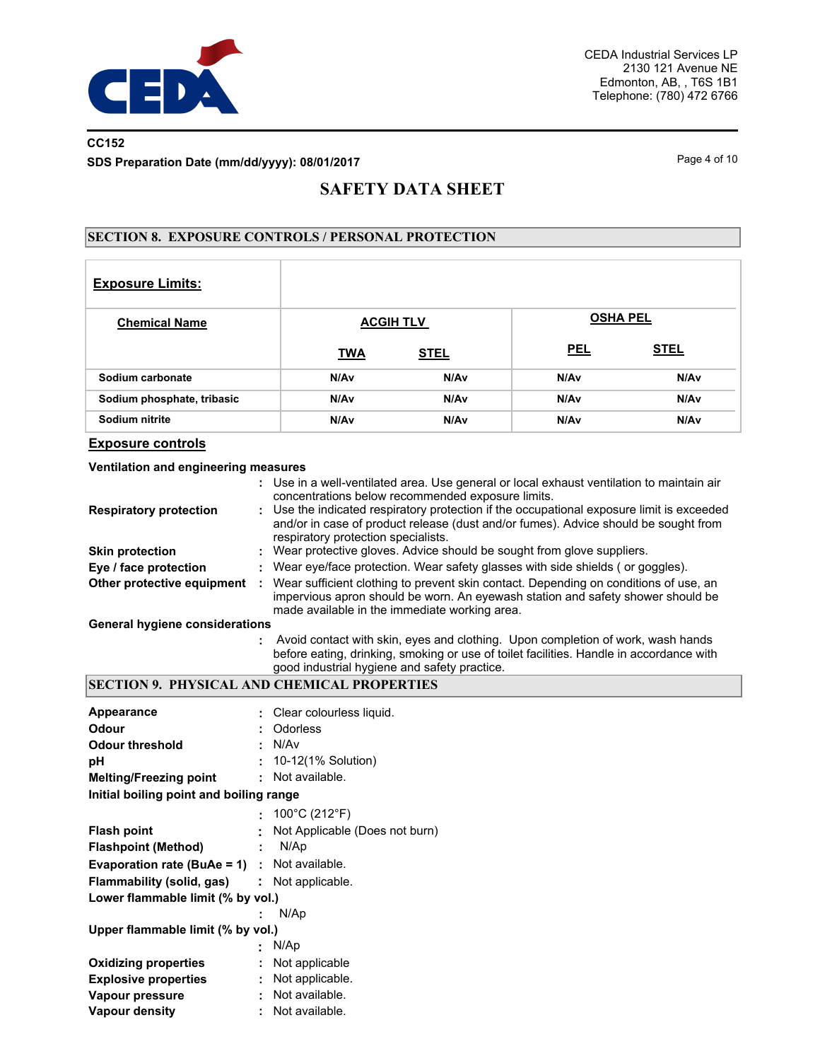CC152

SDS Preparation Date (mm/dd/yyyy): 08/01/2017

# SAFETY DATA SHEET

## SECTION 8. EXPOSURE CONTROLS / PERSONAL PROTECTION

**Exposure Limits:**

| Chemical Name | ACGIH TLV | | OSHA PEL | |
|---|---|---|---|---|
| | TWA | STEL | PEL | STEL |
| Sodium carbonate | N/Av | N/Av | N/Av | N/Av |
| Sodium phosphate, tribasic | N/Av | N/Av | N/Av | N/Av |
| Sodium nitrite | N/Av | N/Av | N/Av | N/Av |

### Exposure controls

**Ventilation and engineering measures**
: Use in a well-ventilated area. Use general or local exhaust ventilation to maintain air concentrations below recommended exposure limits.

**Respiratory protection** : Use the indicated respiratory protection if the occupational exposure limit is exceeded and/or in case of product release (dust and/or fumes). Advice should be sought from respiratory protection specialists.

**Skin protection** : Wear protective gloves. Advice should be sought from glove suppliers.

**Eye / face protection** : Wear eye/face protection. Wear safety glasses with side shields ( or goggles).

**Other protective equipment** : Wear sufficient clothing to prevent skin contact. Depending on conditions of use, an impervious apron should be worn. An eyewash station and safety shower should be made available in the immediate working area.

**General hygiene considerations**
: Avoid contact with skin, eyes and clothing. Upon completion of work, wash hands before eating, drinking, smoking or use of toilet facilities. Handle in accordance with good industrial hygiene and safety practice.

## SECTION 9. PHYSICAL AND CHEMICAL PROPERTIES

**Appearance** : Clear colourless liquid.

**Odour** : Odorless

**Odour threshold** : N/Av

**pH** : 10-12(1% Solution)

**Melting/Freezing point** : Not available.

**Initial boiling point and boiling range**
: 100°C (212°F)

**Flash point** : Not Applicable (Does not burn)

**Flashpoint (Method)** : N/Ap

**Evaporation rate (BuAe = 1)** : Not available.

**Flammability (solid, gas)** : Not applicable.

**Lower flammable limit (% by vol.)**
: N/Ap

**Upper flammable limit (% by vol.)**
: N/Ap

**Oxidizing properties** : Not applicable

**Explosive properties** : Not applicable.

**Vapour pressure** : Not available.

**Vapour density** : Not available.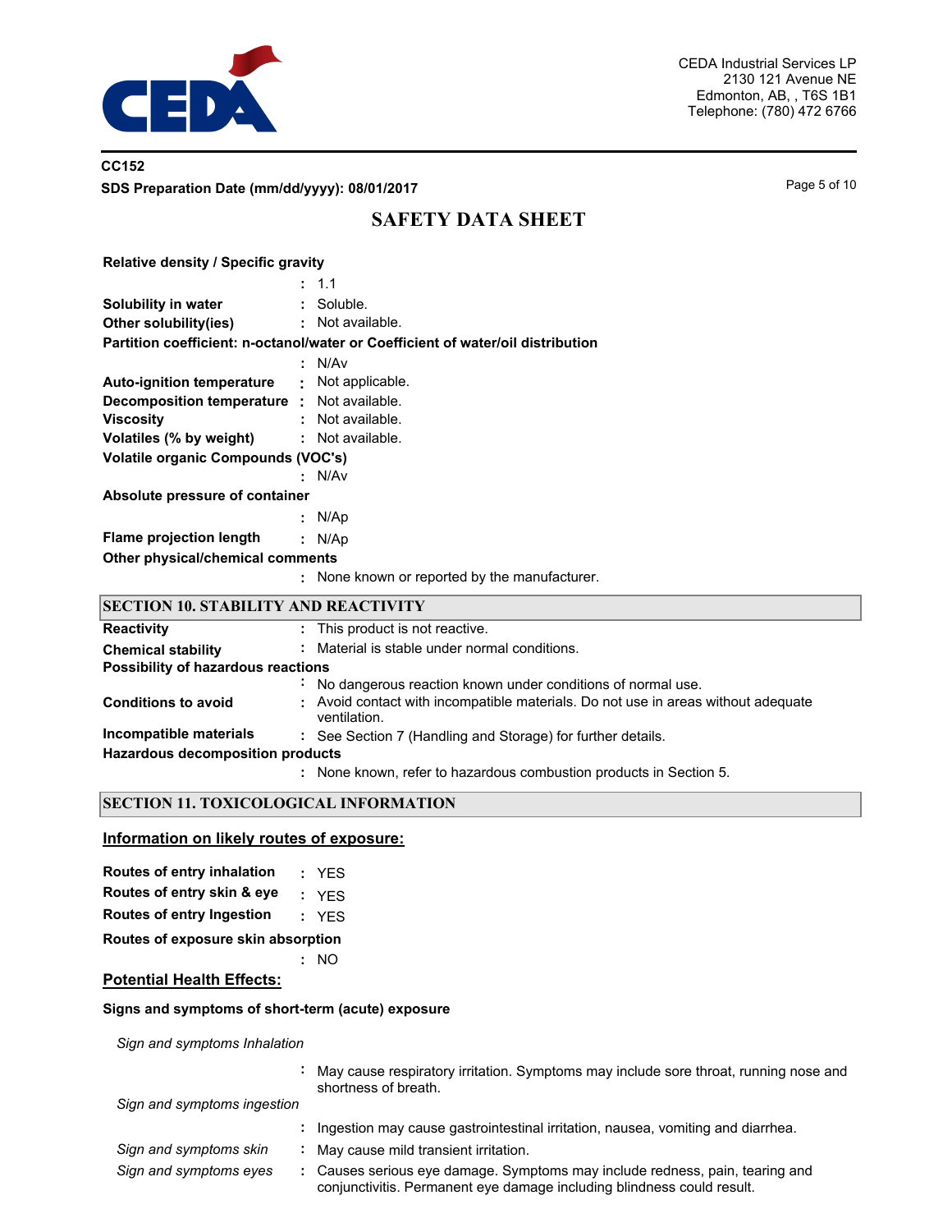**Relative density / Specific gravity**

: 1.1

**Solubility in water** : Soluble.

**Other solubility(ies)** : Not available.

**Partition coefficient: n-octanol/water or Coefficient of water/oil distribution**

: N/Av

**Auto-ignition temperature** : Not applicable.

**Decomposition temperature** : Not available.

**Viscosity** : Not available.

**Volatiles (% by weight)** : Not available.

**Volatile organic Compounds (VOC's)**

: N/Av

**Absolute pressure of container**

: N/Ap

**Flame projection length** : N/Ap

**Other physical/chemical comments**

: None known or reported by the manufacturer.

## SECTION 10. STABILITY AND REACTIVITY

**Reactivity** : This product is not reactive.

**Chemical stability** : Material is stable under normal conditions.

**Possibility of hazardous reactions**

: No dangerous reaction known under conditions of normal use.

**Conditions to avoid** : Avoid contact with incompatible materials. Do not use in areas without adequate ventilation.

**Incompatible materials** : See Section 7 (Handling and Storage) for further details.

**Hazardous decomposition products**

: None known, refer to hazardous combustion products in Section 5.

## SECTION 11. TOXICOLOGICAL INFORMATION

### Information on likely routes of exposure:

**Routes of entry inhalation** : YES

**Routes of entry skin & eye** : YES

**Routes of entry Ingestion** : YES

**Routes of exposure skin absorption**

: NO

### Potential Health Effects:

**Signs and symptoms of short-term (acute) exposure**

*Sign and symptoms Inhalation*

: May cause respiratory irritation. Symptoms may include sore throat, running nose and shortness of breath.

*Sign and symptoms ingestion*

: Ingestion may cause gastrointestinal irritation, nausea, vomiting and diarrhea.

*Sign and symptoms skin* : May cause mild transient irritation.

*Sign and symptoms eyes* : Causes serious eye damage. Symptoms may include redness, pain, tearing and conjunctivitis. Permanent eye damage including blindness could result.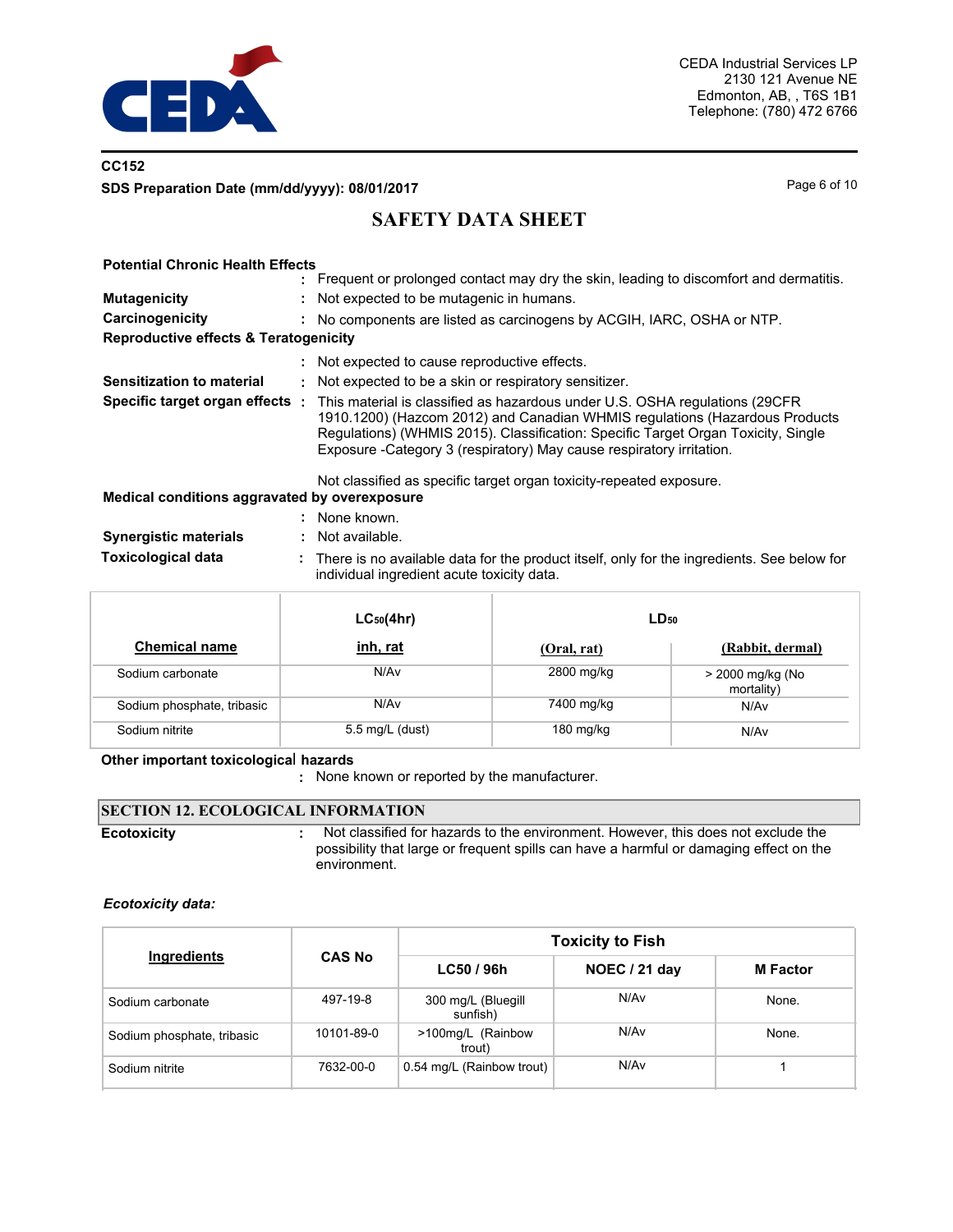**Potential Chronic Health Effects**

: Frequent or prolonged contact may dry the skin, leading to discomfort and dermatitis.

**Mutagenicity** : Not expected to be mutagenic in humans.

**Carcinogenicity** : No components are listed as carcinogens by ACGIH, IARC, OSHA or NTP.

**Reproductive effects & Teratogenicity**

: Not expected to cause reproductive effects.

**Sensitization to material** : Not expected to be a skin or respiratory sensitizer.

**Specific target organ effects** : This material is classified as hazardous under U.S. OSHA regulations (29CFR 1910.1200) (Hazcom 2012) and Canadian WHMIS regulations (Hazardous Products Regulations) (WHMIS 2015). Classification: Specific Target Organ Toxicity, Single Exposure -Category 3 (respiratory) May cause respiratory irritation.

Not classified as specific target organ toxicity-repeated exposure.

**Medical conditions aggravated by overexposure**

: None known.

**Synergistic materials** : Not available.

**Toxicological data** : There is no available data for the product itself, only for the ingredients. See below for individual ingredient acute toxicity data.

| Chemical name | $LC_{50}$(4hr) inh, rat | $LD_{50}$ (Oral, rat) | $LD_{50}$ (Rabbit, dermal) |
|---|---|---|---|
| Sodium carbonate | N/Av | 2800 mg/kg | > 2000 mg/kg (No mortality) |
| Sodium phosphate, tribasic | N/Av | 7400 mg/kg | N/Av |
| Sodium nitrite | 5.5 mg/L (dust) | 180 mg/kg | N/Av |

**Other important toxicological hazards**

: None known or reported by the manufacturer.

## SECTION 12. ECOLOGICAL INFORMATION

**Ecotoxicity** : Not classified for hazards to the environment. However, this does not exclude the possibility that large or frequent spills can have a harmful or damaging effect on the environment.

***Ecotoxicity data:***

| Ingredients | CAS No | Toxicity to Fish | | |
|---|---|---|---|---|
| | | LC50 / 96h | NOEC / 21 day | M Factor |
| Sodium carbonate | 497-19-8 | 300 mg/L (Bluegill sunfish) | N/Av | None. |
| Sodium phosphate, tribasic | 10101-89-0 | >100mg/L (Rainbow trout) | N/Av | None. |
| Sodium nitrite | 7632-00-0 | 0.54 mg/L (Rainbow trout) | N/Av | 1 |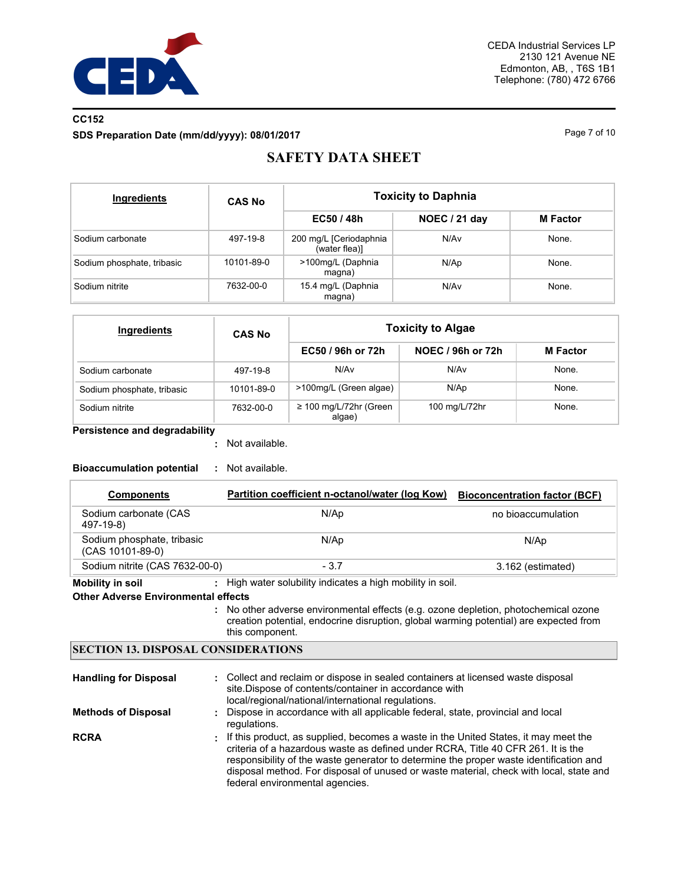| Ingredients | CAS No | Toxicity to Daphnia | | |
|---|---|---|---|---|
| | | EC50 / 48h | NOEC / 21 day | M Factor |
| Sodium carbonate | 497-19-8 | 200 mg/L [Ceriodaphnia (water flea)] | N/Av | None. |
| Sodium phosphate, tribasic | 10101-89-0 | >100mg/L (Daphnia magna) | N/Ap | None. |
| Sodium nitrite | 7632-00-0 | 15.4 mg/L (Daphnia magna) | N/Av | None. |

| Ingredients | CAS No | Toxicity to Algae | | |
|---|---|---|---|---|
| | | EC50 / 96h or 72h | NOEC / 96h or 72h | M Factor |
| Sodium carbonate | 497-19-8 | N/Av | N/Av | None. |
| Sodium phosphate, tribasic | 10101-89-0 | >100mg/L (Green algae) | N/Ap | None. |
| Sodium nitrite | 7632-00-0 | ≥ 100 mg/L/72hr (Green algae) | 100 mg/L/72hr | None. |

**Persistence and degradability** : Not available.

**Bioaccumulation potential** : Not available.

| Components | Partition coefficient n-octanol/water (log Kow) | Bioconcentration factor (BCF) |
|---|---|---|
| Sodium carbonate (CAS 497-19-8) | N/Ap | no bioaccumulation |
| Sodium phosphate, tribasic (CAS 10101-89-0) | N/Ap | N/Ap |
| Sodium nitrite (CAS 7632-00-0) | - 3.7 | 3.162 (estimated) |

**Mobility in soil** : High water solubility indicates a high mobility in soil.

**Other Adverse Environmental effects** : No other adverse environmental effects (e.g. ozone depletion, photochemical ozone creation potential, endocrine disruption, global warming potential) are expected from this component.

## SECTION 13. DISPOSAL CONSIDERATIONS

**Handling for Disposal** : Collect and reclaim or dispose in sealed containers at licensed waste disposal site.Dispose of contents/container in accordance with local/regional/national/international regulations.

**Methods of Disposal** : Dispose in accordance with all applicable federal, state, provincial and local regulations.

**RCRA** : If this product, as supplied, becomes a waste in the United States, it may meet the criteria of a hazardous waste as defined under RCRA, Title 40 CFR 261. It is the responsibility of the waste generator to determine the proper waste identification and disposal method. For disposal of unused or waste material, check with local, state and federal environmental agencies.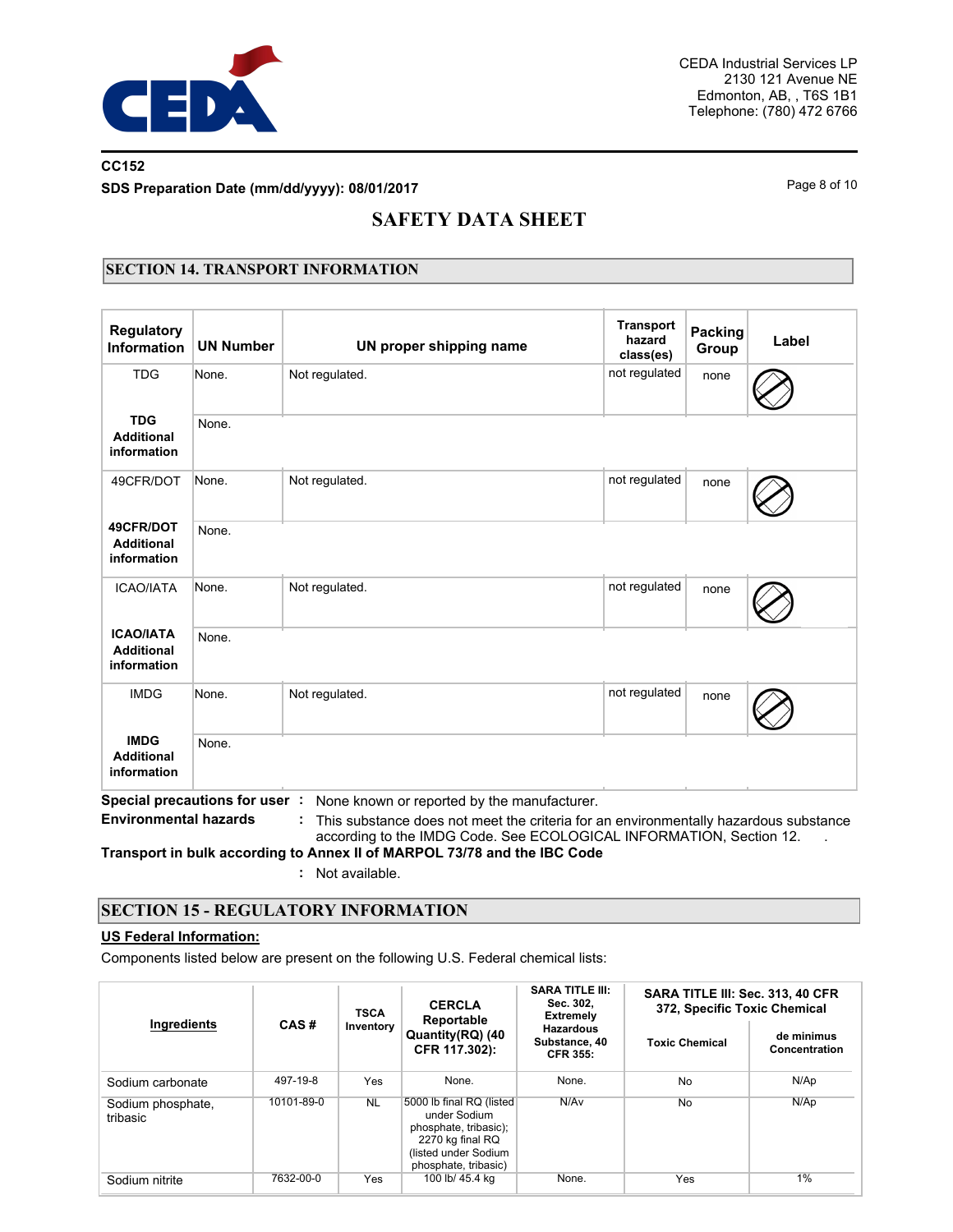CEDA Industrial Services LP
2130 121 Avenue NE
Edmonton, AB, , T6S 1B1
Telephone: (780) 472 6766

**CC152**
**SDS Preparation Date (mm/dd/yyyy): 08/01/2017**

# SAFETY DATA SHEET

## SECTION 14. TRANSPORT INFORMATION

| Regulatory Information | UN Number | UN proper shipping name | Transport hazard class(es) | Packing Group | Label |
|---|---|---|---|---|---|
| TDG | None. | Not regulated. | not regulated | none | |
| **TDG Additional information** | None. | | | | |
| 49CFR/DOT | None. | Not regulated. | not regulated | none | |
| **49CFR/DOT Additional information** | None. | | | | |
| ICAO/IATA | None. | Not regulated. | not regulated | none | |
| **ICAO/IATA Additional information** | None. | | | | |
| IMDG | None. | Not regulated. | not regulated | none | |
| **IMDG Additional information** | None. | | | | |

**Special precautions for user** : None known or reported by the manufacturer.

**Environmental hazards** : This substance does not meet the criteria for an environmentally hazardous substance according to the IMDG Code. See ECOLOGICAL INFORMATION, Section 12.

**Transport in bulk according to Annex II of MARPOL 73/78 and the IBC Code**
: Not available.

## SECTION 15 - REGULATORY INFORMATION

**US Federal Information:**

Components listed below are present on the following U.S. Federal chemical lists:

| Ingredients | CAS # | TSCA Inventory | CERCLA Reportable Quantity(RQ) (40 CFR 117.302): | SARA TITLE III: Sec. 302, Extremely Hazardous Substance, 40 CFR 355: | SARA TITLE III: Sec. 313, 40 CFR 372, Specific Toxic Chemical | |
|---|---|---|---|---|---|---|
| | | | | | Toxic Chemical | de minimus Concentration |
| Sodium carbonate | 497-19-8 | Yes | None. | None. | No | N/Ap |
| Sodium phosphate, tribasic | 10101-89-0 | NL | 5000 lb final RQ (listed under Sodium phosphate, tribasic); 2270 kg final RQ (listed under Sodium phosphate, tribasic) | N/Av | No | N/Ap |
| Sodium nitrite | 7632-00-0 | Yes | 100 lb/ 45.4 kg | None. | Yes | 1% |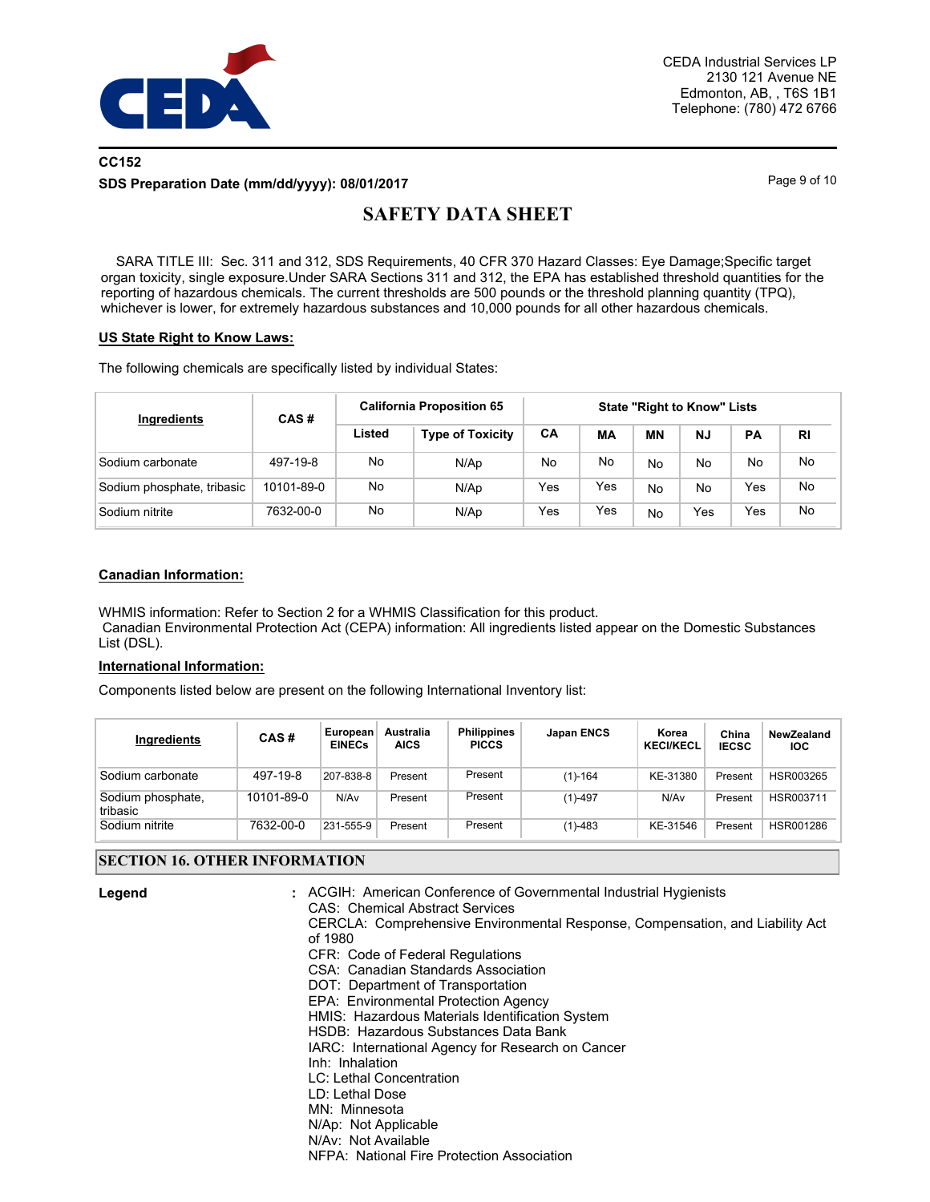SARA TITLE III: Sec. 311 and 312, SDS Requirements, 40 CFR 370 Hazard Classes: Eye Damage;Specific target organ toxicity, single exposure.Under SARA Sections 311 and 312, the EPA has established threshold quantities for the reporting of hazardous chemicals. The current thresholds are 500 pounds or the threshold planning quantity (TPQ), whichever is lower, for extremely hazardous substances and 10,000 pounds for all other hazardous chemicals.

**US State Right to Know Laws:**

The following chemicals are specifically listed by individual States:

| Ingredients | CAS # | California Proposition 65 | | State "Right to Know" Lists | | | | | |
|---|---|---|---|---|---|---|---|---|---|
| | | Listed | Type of Toxicity | CA | MA | MN | NJ | PA | RI |
| Sodium carbonate | 497-19-8 | No | N/Ap | No | No | No | No | No | No |
| Sodium phosphate, tribasic | 10101-89-0 | No | N/Ap | Yes | Yes | No | No | Yes | No |
| Sodium nitrite | 7632-00-0 | No | N/Ap | Yes | Yes | No | Yes | Yes | No |

**Canadian Information:**

WHMIS information: Refer to Section 2 for a WHMIS Classification for this product.
Canadian Environmental Protection Act (CEPA) information: All ingredients listed appear on the Domestic Substances List (DSL).

**International Information:**

Components listed below are present on the following International Inventory list:

| Ingredients | CAS # | European EINECs | Australia AICS | Philippines PICCS | Japan ENCS | Korea KECI/KECL | China IECSC | NewZealand IOC |
|---|---|---|---|---|---|---|---|---|
| Sodium carbonate | 497-19-8 | 207-838-8 | Present | Present | (1)-164 | KE-31380 | Present | HSR003265 |
| Sodium phosphate, tribasic | 10101-89-0 | N/Av | Present | Present | (1)-497 | N/Av | Present | HSR003711 |
| Sodium nitrite | 7632-00-0 | 231-555-9 | Present | Present | (1)-483 | KE-31546 | Present | HSR001286 |

## SECTION 16. OTHER INFORMATION

**Legend** :
ACGIH: American Conference of Governmental Industrial Hygienists
CAS: Chemical Abstract Services
CERCLA: Comprehensive Environmental Response, Compensation, and Liability Act of 1980
CFR: Code of Federal Regulations
CSA: Canadian Standards Association
DOT: Department of Transportation
EPA: Environmental Protection Agency
HMIS: Hazardous Materials Identification System
HSDB: Hazardous Substances Data Bank
IARC: International Agency for Research on Cancer
Inh: Inhalation
LC: Lethal Concentration
LD: Lethal Dose
MN: Minnesota
N/Ap: Not Applicable
N/Av: Not Available
NFPA: National Fire Protection Association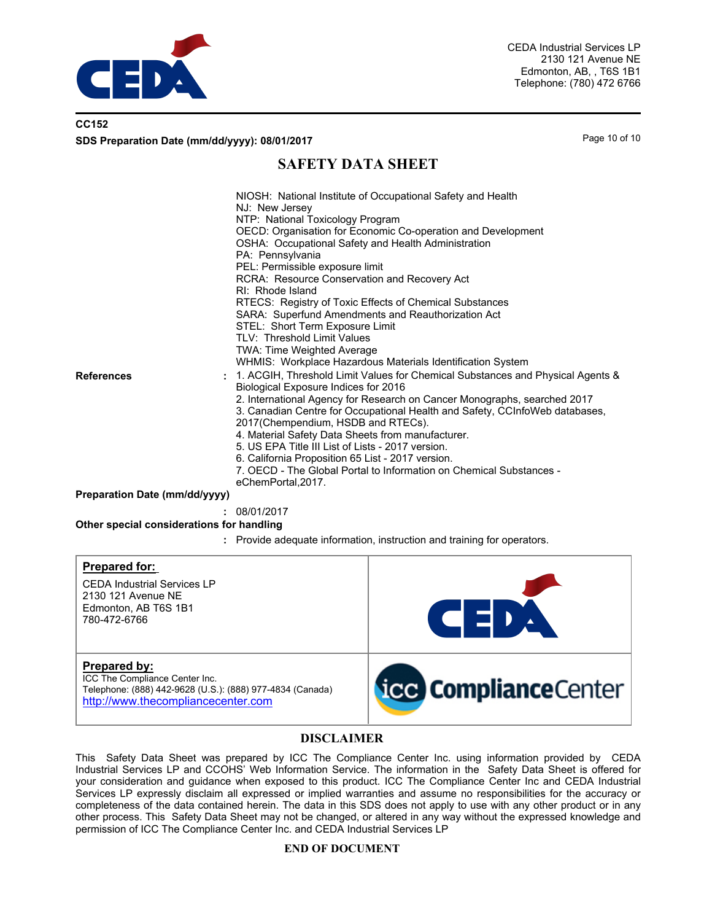# SAFETY DATA SHEET

NIOSH: National Institute of Occupational Safety and Health
NJ: New Jersey
NTP: National Toxicology Program
OECD: Organisation for Economic Co-operation and Development
OSHA: Occupational Safety and Health Administration
PA: Pennsylvania
PEL: Permissible exposure limit
RCRA: Resource Conservation and Recovery Act
RI: Rhode Island
RTECS: Registry of Toxic Effects of Chemical Substances
SARA: Superfund Amendments and Reauthorization Act
STEL: Short Term Exposure Limit
TLV: Threshold Limit Values
TWA: Time Weighted Average
WHMIS: Workplace Hazardous Materials Identification System

**References** : 1. ACGIH, Threshold Limit Values for Chemical Substances and Physical Agents & Biological Exposure Indices for 2016
2. International Agency for Research on Cancer Monographs, searched 2017
3. Canadian Centre for Occupational Health and Safety, CCInfoWeb databases, 2017(Chempendium, HSDB and RTECs).
4. Material Safety Data Sheets from manufacturer.
5. US EPA Title III List of Lists - 2017 version.
6. California Proposition 65 List - 2017 version.
7. OECD - The Global Portal to Information on Chemical Substances - eChemPortal,2017.

**Preparation Date (mm/dd/yyyy)** : 08/01/2017

**Other special considerations for handling** : Provide adequate information, instruction and training for operators.

| | |
|---|---|
| **Prepared for:**<br>CEDA Industrial Services LP<br>2130 121 Avenue NE<br>Edmonton, AB T6S 1B1<br>780-472-6766 | CEDA |
| **Prepared by:**<br>ICC The Compliance Center Inc.<br>Telephone: (888) 442-9628 (U.S.): (888) 977-4834 (Canada)<br>http://www.thecompliancecenter.com | icc ComplianceCenter |

## DISCLAIMER

This Safety Data Sheet was prepared by ICC The Compliance Center Inc. using information provided by CEDA Industrial Services LP and CCOHS' Web Information Service. The information in the Safety Data Sheet is offered for your consideration and guidance when exposed to this product. ICC The Compliance Center Inc and CEDA Industrial Services LP expressly disclaim all expressed or implied warranties and assume no responsibilities for the accuracy or completeness of the data contained herein. The data in this SDS does not apply to use with any other product or in any other process. This Safety Data Sheet may not be changed, or altered in any way without the expressed knowledge and permission of ICC The Compliance Center Inc. and CEDA Industrial Services LP

**END OF DOCUMENT**